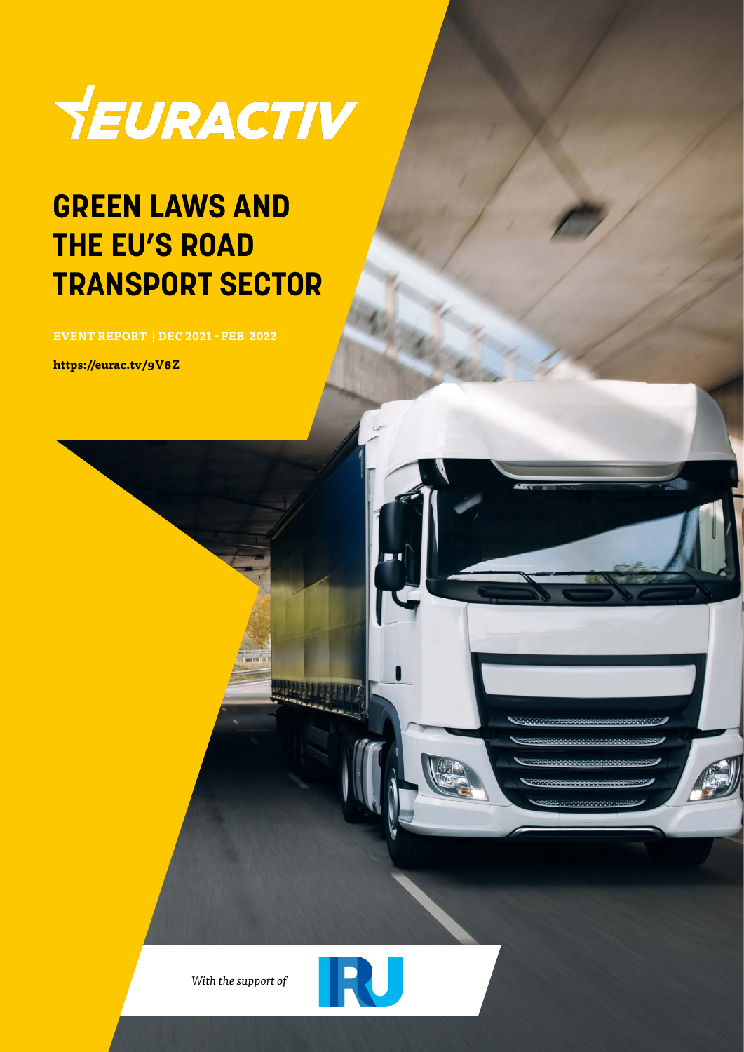EURACTIV

# GREEN LAWS AND THE EU'S ROAD TRANSPORT SECTOR

**EVENT REPORT | DEC 2021 - FEB 2022**

**https://eurac.tv/9V8Z**

*With the support of*

IRU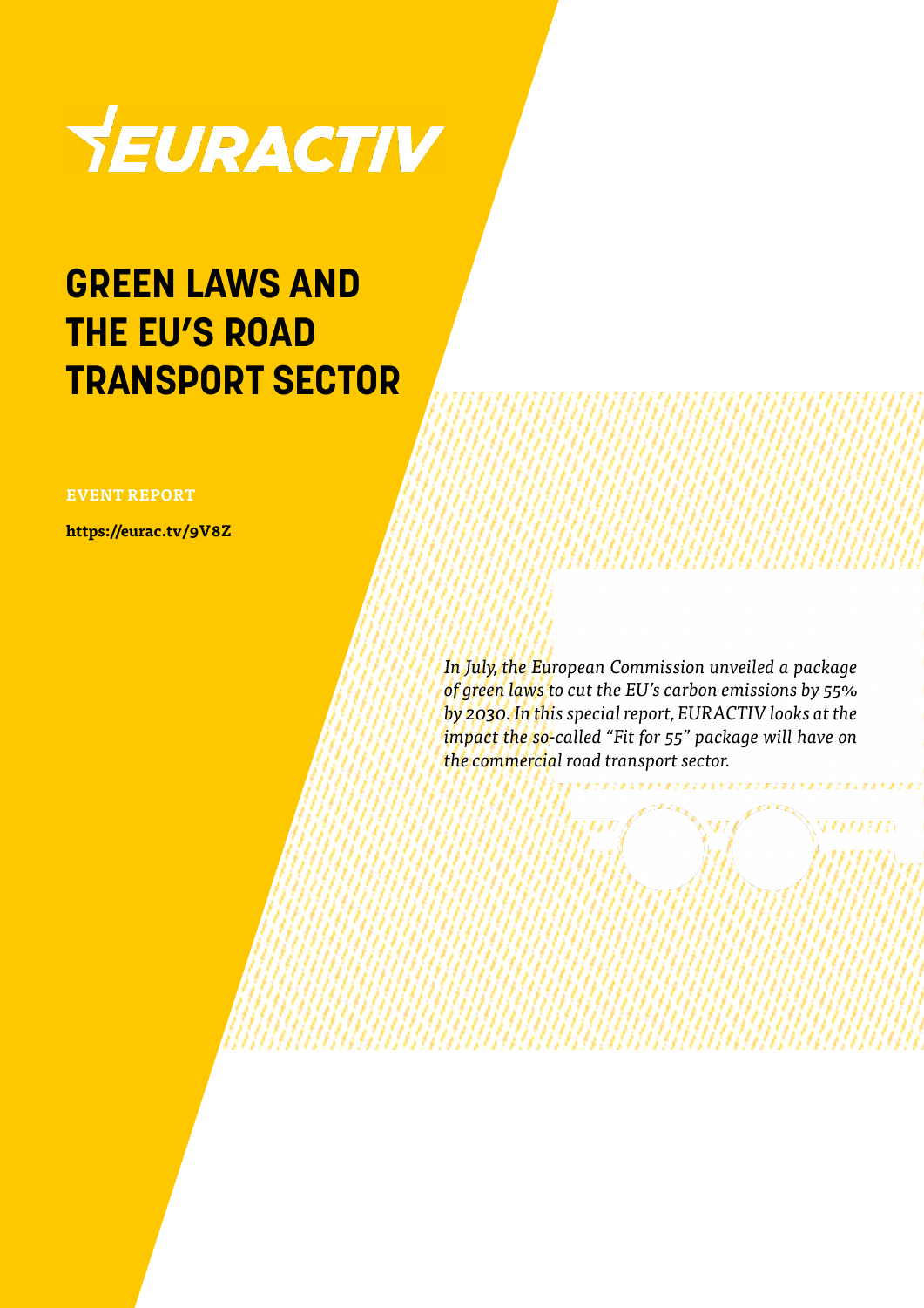EURACTIV

# GREEN LAWS AND THE EU'S ROAD TRANSPORT SECTOR

**EVENT REPORT**

**https://eurac.tv/9V8Z**

*In July, the European Commission unveiled a package of green laws to cut the EU's carbon emissions by 55% by 2030. In this special report, EURACTIV looks at the impact the so-called "Fit for 55" package will have on the commercial road transport sector.*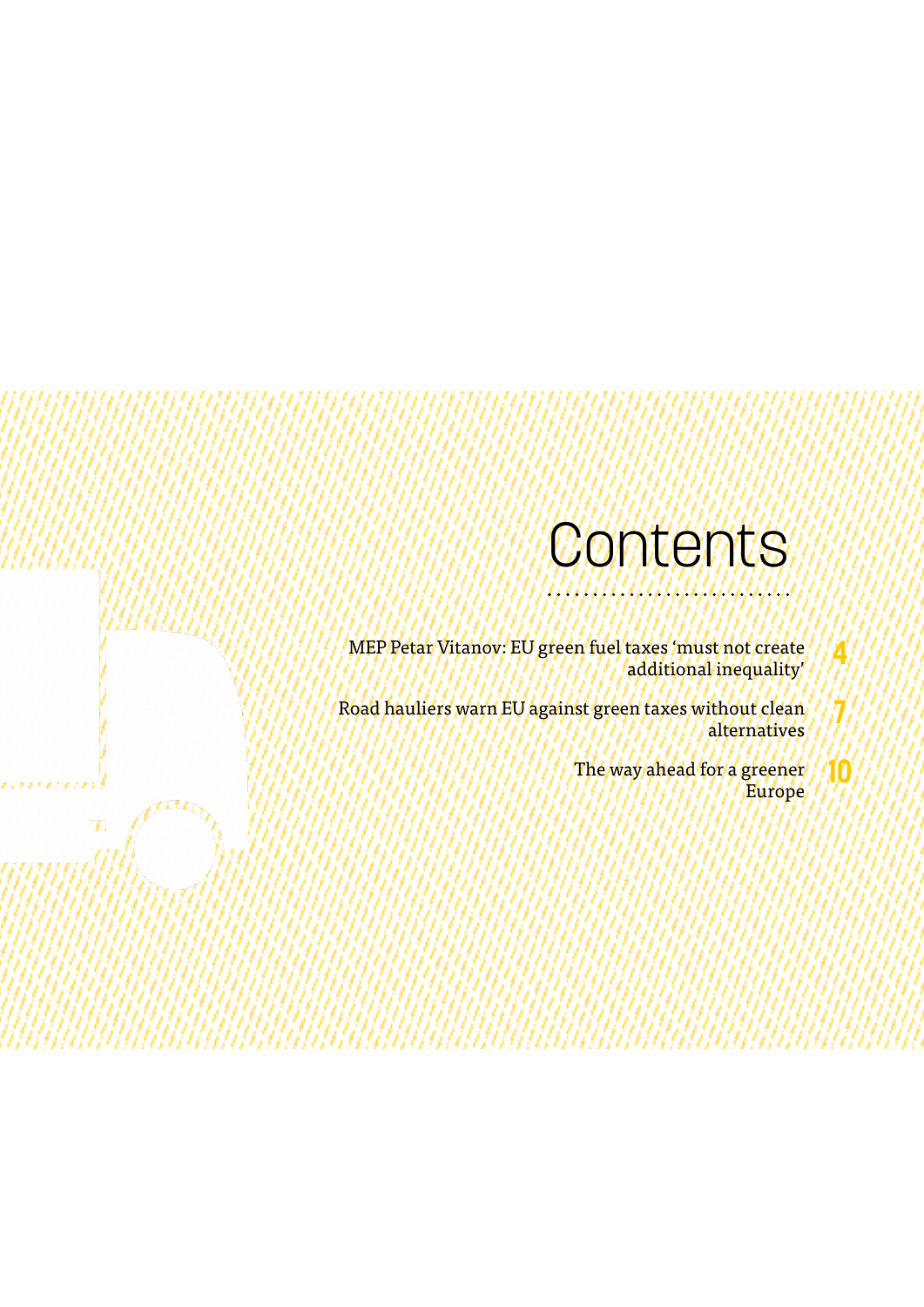# Contents

MEP Petar Vitanov: EU green fuel taxes 'must not create additional inequality' **4**

Road hauliers warn EU against green taxes without clean alternatives **7**

The way ahead for a greener Europe **10**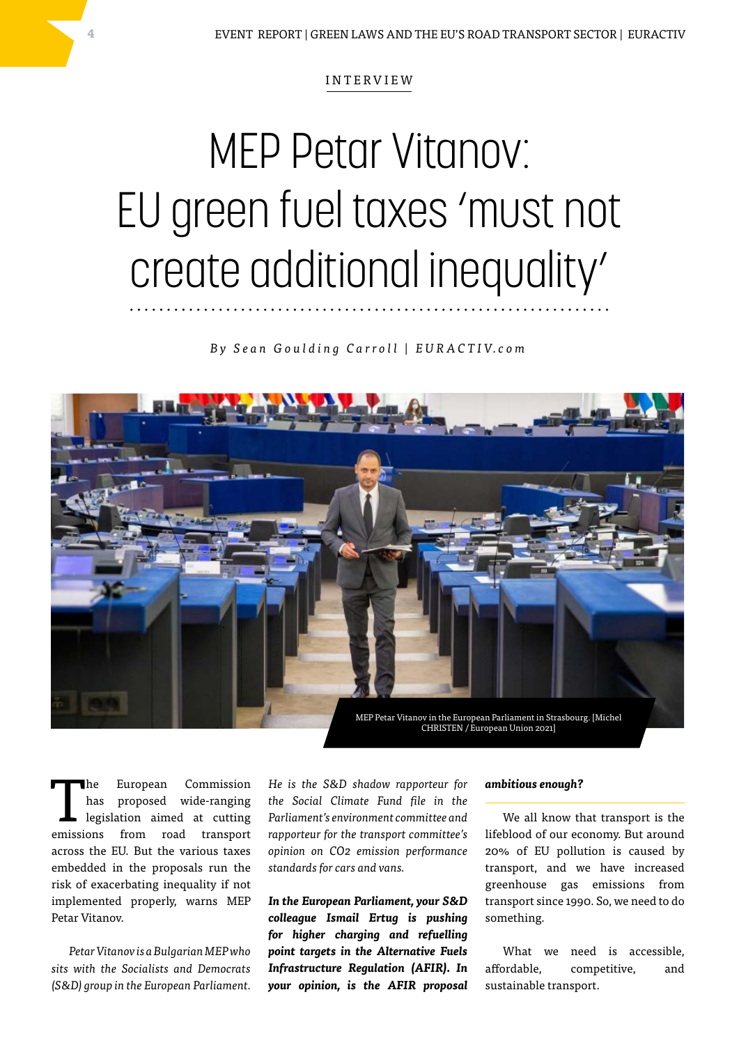INTERVIEW

# MEP Petar Vitanov: EU green fuel taxes 'must not create additional inequality'

*By Sean Goulding Carroll | EURACTIV.com*

MEP Petar Vitanov in the European Parliament in Strasbourg. [Michel CHRISTEN / European Union 2021]

The European Commission has proposed wide-ranging legislation aimed at cutting emissions from road transport across the EU. But the various taxes embedded in the proposals run the risk of exacerbating inequality if not implemented properly, warns MEP Petar Vitanov.

*Petar Vitanov is a Bulgarian MEP who sits with the Socialists and Democrats (S&D) group in the European Parliament. He is the S&D shadow rapporteur for the Social Climate Fund file in the Parliament's environment committee and rapporteur for the transport committee's opinion on CO2 emission performance standards for cars and vans.*

***In the European Parliament, your S&D colleague Ismail Ertug is pushing for higher charging and refuelling point targets in the Alternative Fuels Infrastructure Regulation (AFIR). In your opinion, is the AFIR proposal ambitious enough?***

We all know that transport is the lifeblood of our economy. But around 20% of EU pollution is caused by transport, and we have increased greenhouse gas emissions from transport since 1990. So, we need to do something.

What we need is accessible, affordable, competitive, and sustainable transport.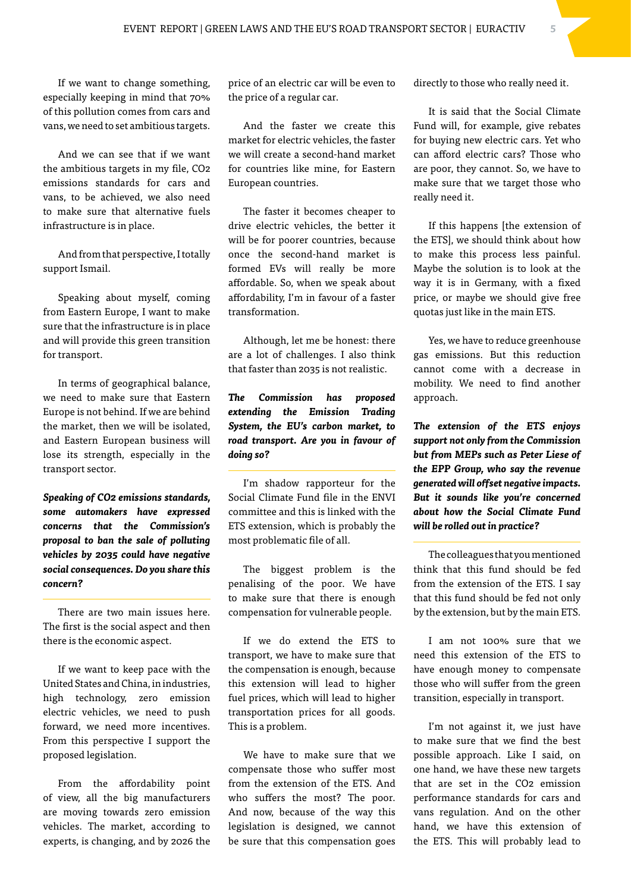If we want to change something, especially keeping in mind that 70% of this pollution comes from cars and vans, we need to set ambitious targets.

And we can see that if we want the ambitious targets in my file, $CO_2$ emissions standards for cars and vans, to be achieved, we also need to make sure that alternative fuels infrastructure is in place.

And from that perspective, I totally support Ismail.

Speaking about myself, coming from Eastern Europe, I want to make sure that the infrastructure is in place and will provide this green transition for transport.

In terms of geographical balance, we need to make sure that Eastern Europe is not behind. If we are behind the market, then we will be isolated, and Eastern European business will lose its strength, especially in the transport sector.

***Speaking of $CO_2$ emissions standards, some automakers have expressed concerns that the Commission's proposal to ban the sale of polluting vehicles by 2035 could have negative social consequences. Do you share this concern?***

There are two main issues here. The first is the social aspect and then there is the economic aspect.

If we want to keep pace with the United States and China, in industries, high technology, zero emission electric vehicles, we need to push forward, we need more incentives. From this perspective I support the proposed legislation.

From the affordability point of view, all the big manufacturers are moving towards zero emission vehicles. The market, according to experts, is changing, and by 2026 the price of an electric car will be even to the price of a regular car.

And the faster we create this market for electric vehicles, the faster we will create a second-hand market for countries like mine, for Eastern European countries.

The faster it becomes cheaper to drive electric vehicles, the better it will be for poorer countries, because once the second-hand market is formed EVs will really be more affordable. So, when we speak about affordability, I'm in favour of a faster transformation.

Although, let me be honest: there are a lot of challenges. I also think that faster than 2035 is not realistic.

***The Commission has proposed extending the Emission Trading System, the EU's carbon market, to road transport. Are you in favour of doing so?***

I'm shadow rapporteur for the Social Climate Fund file in the ENVI committee and this is linked with the ETS extension, which is probably the most problematic file of all.

The biggest problem is the penalising of the poor. We have to make sure that there is enough compensation for vulnerable people.

If we do extend the ETS to transport, we have to make sure that the compensation is enough, because this extension will lead to higher fuel prices, which will lead to higher transportation prices for all goods. This is a problem.

We have to make sure that we compensate those who suffer most from the extension of the ETS. And who suffers the most? The poor. And now, because of the way this legislation is designed, we cannot be sure that this compensation goes directly to those who really need it.

It is said that the Social Climate Fund will, for example, give rebates for buying new electric cars. Yet who can afford electric cars? Those who are poor, they cannot. So, we have to make sure that we target those who really need it.

If this happens [the extension of the ETS], we should think about how to make this process less painful. Maybe the solution is to look at the way it is in Germany, with a fixed price, or maybe we should give free quotas just like in the main ETS.

Yes, we have to reduce greenhouse gas emissions. But this reduction cannot come with a decrease in mobility. We need to find another approach.

***The extension of the ETS enjoys support not only from the Commission but from MEPs such as Peter Liese of the EPP Group, who say the revenue generated will offset negative impacts. But it sounds like you're concerned about how the Social Climate Fund will be rolled out in practice?***

The colleagues that you mentioned think that this fund should be fed from the extension of the ETS. I say that this fund should be fed not only by the extension, but by the main ETS.

I am not 100% sure that we need this extension of the ETS to have enough money to compensate those who will suffer from the green transition, especially in transport.

I'm not against it, we just have to make sure that we find the best possible approach. Like I said, on one hand, we have these new targets that are set in the $CO_2$ emission performance standards for cars and vans regulation. And on the other hand, we have this extension of the ETS. This will probably lead to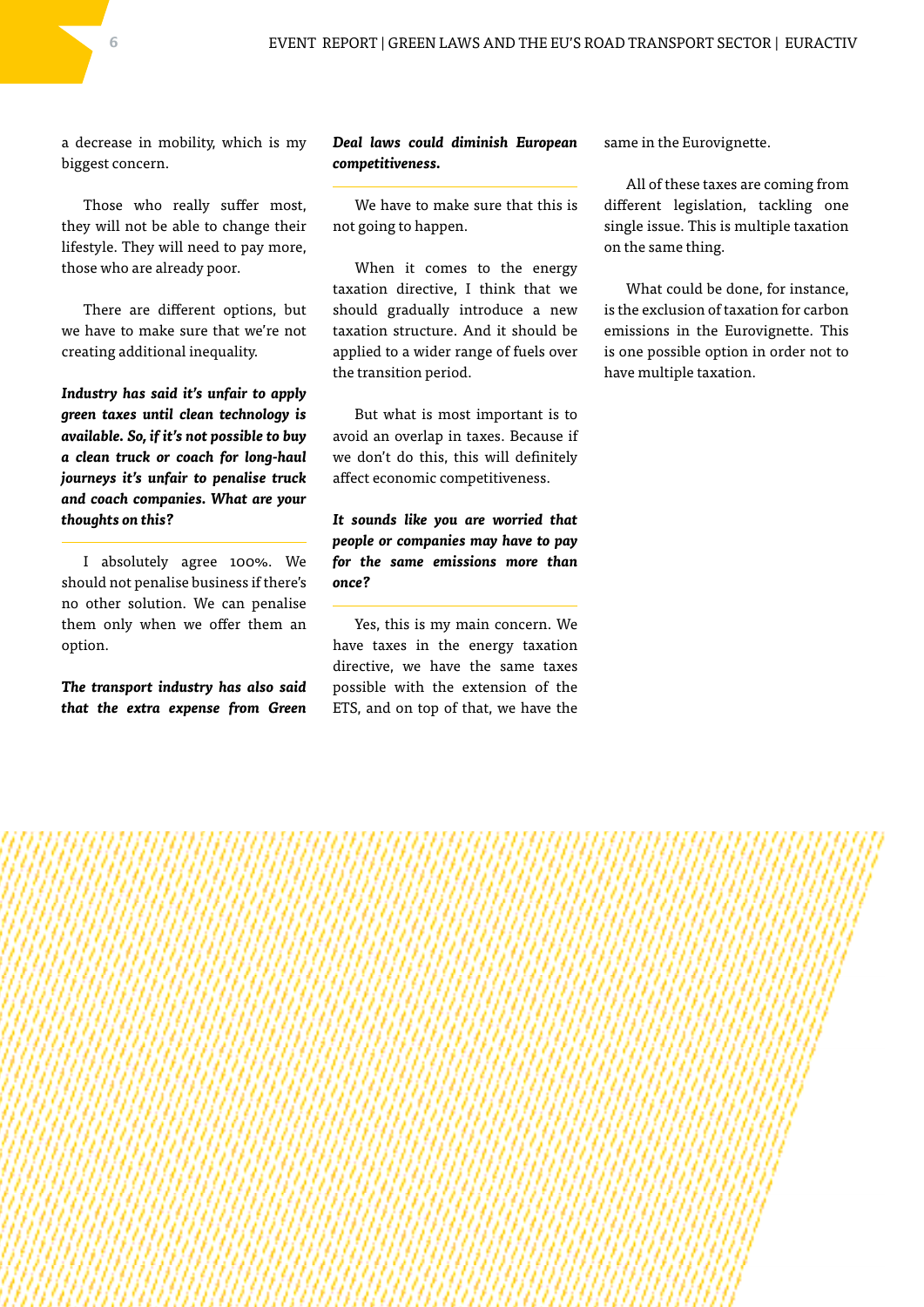a decrease in mobility, which is my biggest concern.

Those who really suffer most, they will not be able to change their lifestyle. They will need to pay more, those who are already poor.

There are different options, but we have to make sure that we're not creating additional inequality.

***Industry has said it's unfair to apply green taxes until clean technology is available. So, if it's not possible to buy a clean truck or coach for long-haul journeys it's unfair to penalise truck and coach companies. What are your thoughts on this?***

I absolutely agree 100%. We should not penalise business if there's no other solution. We can penalise them only when we offer them an option.

***The transport industry has also said that the extra expense from Green Deal laws could diminish European competitiveness.***

We have to make sure that this is not going to happen.

When it comes to the energy taxation directive, I think that we should gradually introduce a new taxation structure. And it should be applied to a wider range of fuels over the transition period.

But what is most important is to avoid an overlap in taxes. Because if we don't do this, this will definitely affect economic competitiveness.

***It sounds like you are worried that people or companies may have to pay for the same emissions more than once?***

Yes, this is my main concern. We have taxes in the energy taxation directive, we have the same taxes possible with the extension of the ETS, and on top of that, we have the same in the Eurovignette.

All of these taxes are coming from different legislation, tackling one single issue. This is multiple taxation on the same thing.

What could be done, for instance, is the exclusion of taxation for carbon emissions in the Eurovignette. This is one possible option in order not to have multiple taxation.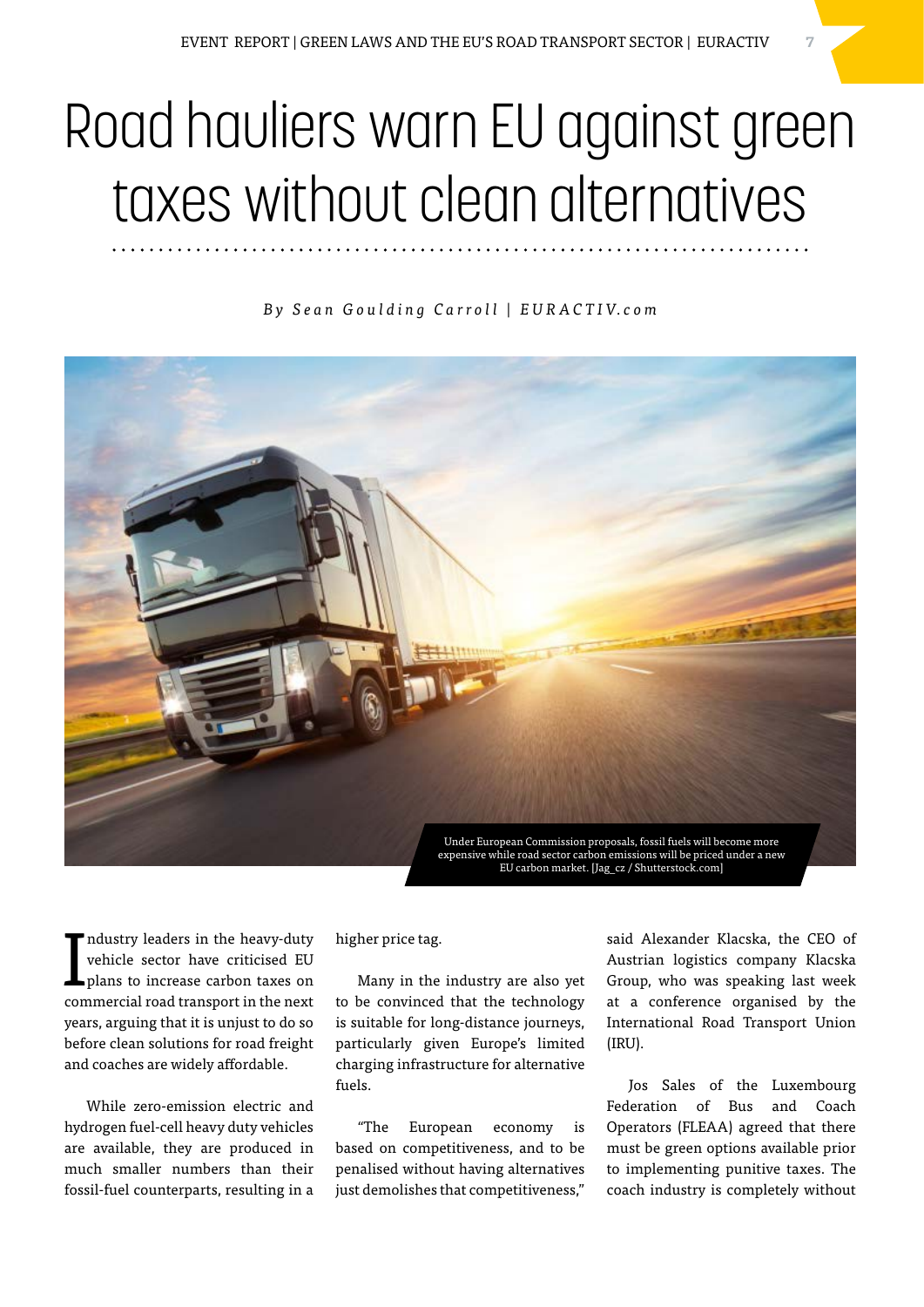# Road hauliers warn EU against green taxes without clean alternatives

*By Sean Goulding Carroll | EURACTIV.com*

Under European Commission proposals, fossil fuels will become more expensive while road sector carbon emissions will be priced under a new EU carbon market. [Jag_cz / Shutterstock.com]

Industry leaders in the heavy-duty vehicle sector have criticised EU plans to increase carbon taxes on commercial road transport in the next years, arguing that it is unjust to do so before clean solutions for road freight and coaches are widely affordable.

While zero-emission electric and hydrogen fuel-cell heavy duty vehicles are available, they are produced in much smaller numbers than their fossil-fuel counterparts, resulting in a higher price tag.

Many in the industry are also yet to be convinced that the technology is suitable for long-distance journeys, particularly given Europe's limited charging infrastructure for alternative fuels.

"The European economy is based on competitiveness, and to be penalised without having alternatives just demolishes that competitiveness," said Alexander Klacska, the CEO of Austrian logistics company Klacska Group, who was speaking last week at a conference organised by the International Road Transport Union (IRU).

Jos Sales of the Luxembourg Federation of Bus and Coach Operators (FLEAA) agreed that there must be green options available prior to implementing punitive taxes. The coach industry is completely without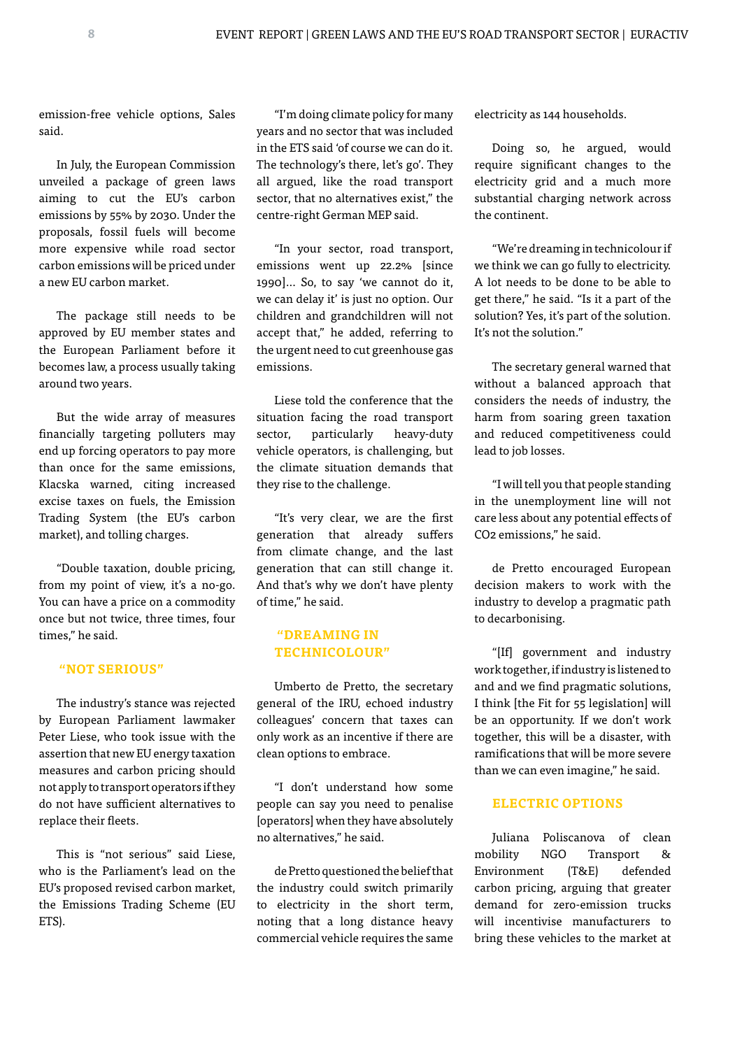emission-free vehicle options, Sales said.

In July, the European Commission unveiled a package of green laws aiming to cut the EU's carbon emissions by 55% by 2030. Under the proposals, fossil fuels will become more expensive while road sector carbon emissions will be priced under a new EU carbon market.

The package still needs to be approved by EU member states and the European Parliament before it becomes law, a process usually taking around two years.

But the wide array of measures financially targeting polluters may end up forcing operators to pay more than once for the same emissions, Klacska warned, citing increased excise taxes on fuels, the Emission Trading System (the EU's carbon market), and tolling charges.

"Double taxation, double pricing, from my point of view, it's a no-go. You can have a price on a commodity once but not twice, three times, four times," he said.

## "NOT SERIOUS"

The industry's stance was rejected by European Parliament lawmaker Peter Liese, who took issue with the assertion that new EU energy taxation measures and carbon pricing should not apply to transport operators if they do not have sufficient alternatives to replace their fleets.

This is "not serious" said Liese, who is the Parliament's lead on the EU's proposed revised carbon market, the Emissions Trading Scheme (EU ETS).

"I'm doing climate policy for many years and no sector that was included in the ETS said 'of course we can do it. The technology's there, let's go'. They all argued, like the road transport sector, that no alternatives exist," the centre-right German MEP said.

"In your sector, road transport, emissions went up 22.2% [since 1990]… So, to say 'we cannot do it, we can delay it' is just no option. Our children and grandchildren will not accept that," he added, referring to the urgent need to cut greenhouse gas emissions.

Liese told the conference that the situation facing the road transport sector, particularly heavy-duty vehicle operators, is challenging, but the climate situation demands that they rise to the challenge.

"It's very clear, we are the first generation that already suffers from climate change, and the last generation that can still change it. And that's why we don't have plenty of time," he said.

## "DREAMING IN TECHNICOLOUR"

Umberto de Pretto, the secretary general of the IRU, echoed industry colleagues' concern that taxes can only work as an incentive if there are clean options to embrace.

"I don't understand how some people can say you need to penalise [operators] when they have absolutely no alternatives," he said.

de Pretto questioned the belief that the industry could switch primarily to electricity in the short term, noting that a long distance heavy commercial vehicle requires the same electricity as 144 households.

Doing so, he argued, would require significant changes to the electricity grid and a much more substantial charging network across the continent.

"We're dreaming in technicolour if we think we can go fully to electricity. A lot needs to be done to be able to get there," he said. "Is it a part of the solution? Yes, it's part of the solution. It's not the solution."

The secretary general warned that without a balanced approach that considers the needs of industry, the harm from soaring green taxation and reduced competitiveness could lead to job losses.

"I will tell you that people standing in the unemployment line will not care less about any potential effects of $CO_2$ emissions," he said.

de Pretto encouraged European decision makers to work with the industry to develop a pragmatic path to decarbonising.

"[If] government and industry work together, if industry is listened to and and we find pragmatic solutions, I think [the Fit for 55 legislation] will be an opportunity. If we don't work together, this will be a disaster, with ramifications that will be more severe than we can even imagine," he said.

## ELECTRIC OPTIONS

Juliana Poliscanova of clean mobility NGO Transport & Environment (T&E) defended carbon pricing, arguing that greater demand for zero-emission trucks will incentivise manufacturers to bring these vehicles to the market at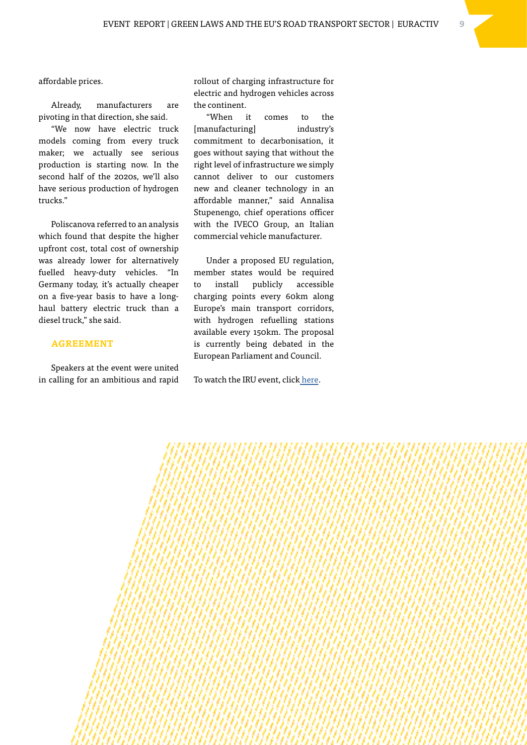affordable prices.

Already, manufacturers are pivoting in that direction, she said.

"We now have electric truck models coming from every truck maker; we actually see serious production is starting now. In the second half of the 2020s, we'll also have serious production of hydrogen trucks."

Poliscanova referred to an analysis which found that despite the higher upfront cost, total cost of ownership was already lower for alternatively fuelled heavy-duty vehicles. "In Germany today, it's actually cheaper on a five-year basis to have a long-haul battery electric truck than a diesel truck," she said.

## AGREEMENT

Speakers at the event were united in calling for an ambitious and rapid rollout of charging infrastructure for electric and hydrogen vehicles across the continent.

"When it comes to the [manufacturing] industry's commitment to decarbonisation, it goes without saying that without the right level of infrastructure we simply cannot deliver to our customers new and cleaner technology in an affordable manner," said Annalisa Stupenengo, chief operations officer with the IVECO Group, an Italian commercial vehicle manufacturer.

Under a proposed EU regulation, member states would be required to install publicly accessible charging points every 60km along Europe's main transport corridors, with hydrogen refuelling stations available every 150km. The proposal is currently being debated in the European Parliament and Council.

To watch the IRU event, click here.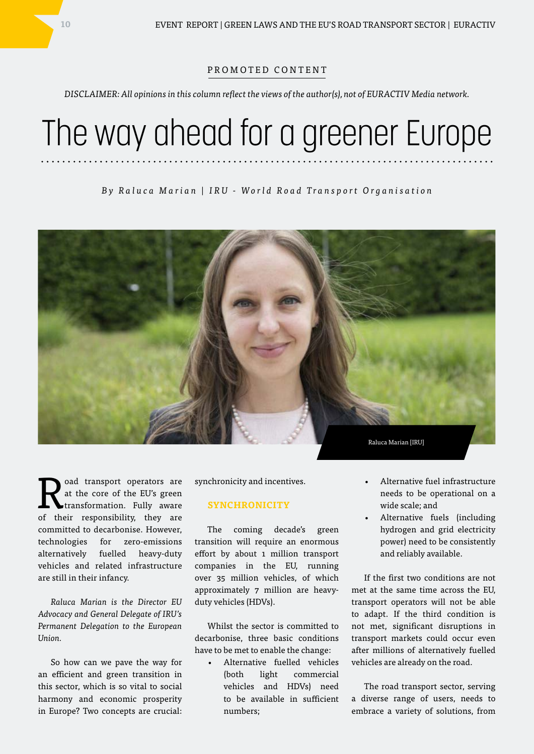PROMOTED CONTENT

*DISCLAIMER: All opinions in this column reflect the views of the author(s), not of EURACTIV Media network.*

# The way ahead for a greener Europe

*By Raluca Marian | IRU - World Road Transport Organisation*

Raluca Marian [IRU]

Road transport operators are at the core of the EU's green transformation. Fully aware of their responsibility, they are committed to decarbonise. However, technologies for zero-emissions alternatively fuelled heavy-duty vehicles and related infrastructure are still in their infancy.

*Raluca Marian is the Director EU Advocacy and General Delegate of IRU's Permanent Delegation to the European Union.*

So how can we pave the way for an efficient and green transition in this sector, which is so vital to social harmony and economic prosperity in Europe? Two concepts are crucial: synchronicity and incentives.

## SYNCHRONICITY

The coming decade's green transition will require an enormous effort by about 1 million transport companies in the EU, running over 35 million vehicles, of which approximately 7 million are heavy-duty vehicles (HDVs).

Whilst the sector is committed to decarbonise, three basic conditions have to be met to enable the change:

- Alternative fuelled vehicles (both light commercial vehicles and HDVs) need to be available in sufficient numbers;
- Alternative fuel infrastructure needs to be operational on a wide scale; and
- Alternative fuels (including hydrogen and grid electricity power) need to be consistently and reliably available.

If the first two conditions are not met at the same time across the EU, transport operators will not be able to adapt. If the third condition is not met, significant disruptions in transport markets could occur even after millions of alternatively fuelled vehicles are already on the road.

The road transport sector, serving a diverse range of users, needs to embrace a variety of solutions, from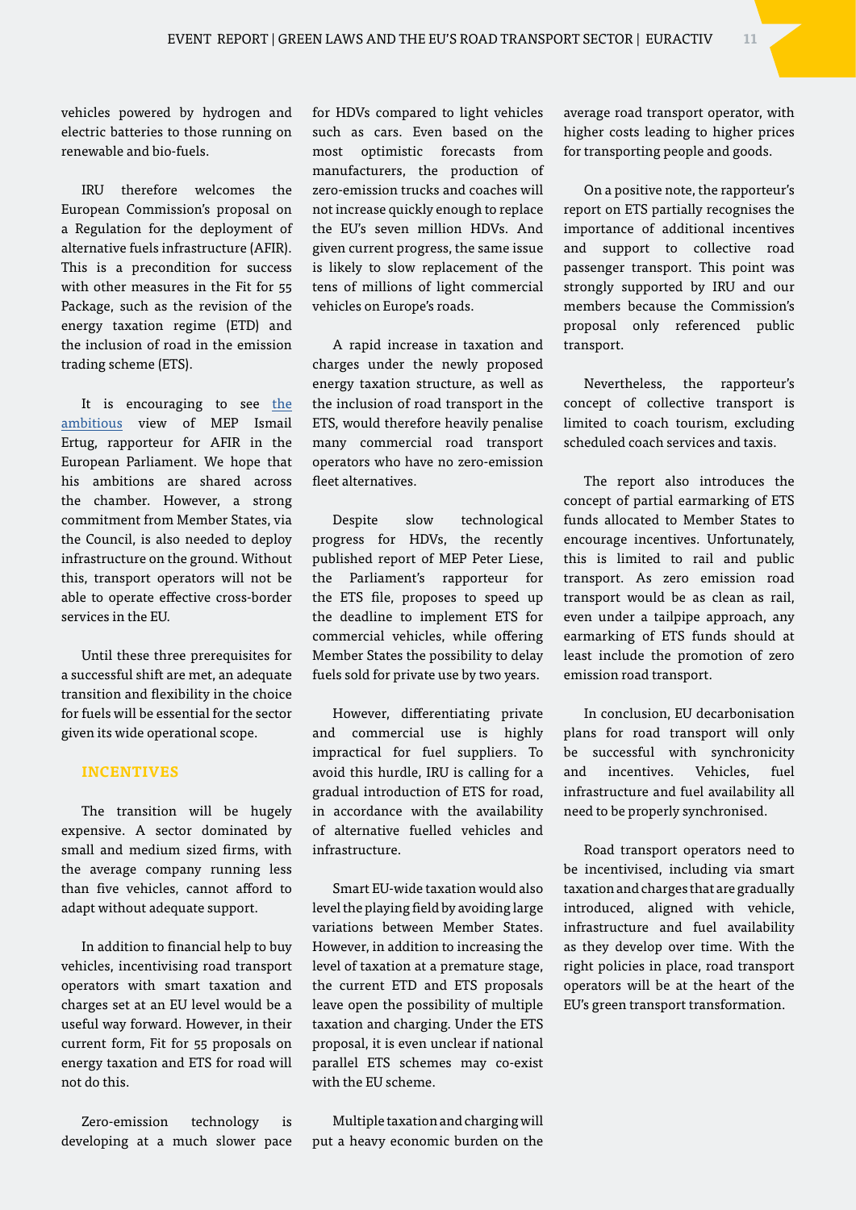vehicles powered by hydrogen and electric batteries to those running on renewable and bio-fuels.

IRU therefore welcomes the European Commission's proposal on a Regulation for the deployment of alternative fuels infrastructure (AFIR). This is a precondition for success with other measures in the Fit for 55 Package, such as the revision of the energy taxation regime (ETD) and the inclusion of road in the emission trading scheme (ETS).

It is encouraging to see the ambitious view of MEP Ismail Ertug, rapporteur for AFIR in the European Parliament. We hope that his ambitions are shared across the chamber. However, a strong commitment from Member States, via the Council, is also needed to deploy infrastructure on the ground. Without this, transport operators will not be able to operate effective cross-border services in the EU.

Until these three prerequisites for a successful shift are met, an adequate transition and flexibility in the choice for fuels will be essential for the sector given its wide operational scope.

## INCENTIVES

The transition will be hugely expensive. A sector dominated by small and medium sized firms, with the average company running less than five vehicles, cannot afford to adapt without adequate support.

In addition to financial help to buy vehicles, incentivising road transport operators with smart taxation and charges set at an EU level would be a useful way forward. However, in their current form, Fit for 55 proposals on energy taxation and ETS for road will not do this.

Zero-emission technology is developing at a much slower pace for HDVs compared to light vehicles such as cars. Even based on the most optimistic forecasts from manufacturers, the production of zero-emission trucks and coaches will not increase quickly enough to replace the EU's seven million HDVs. And given current progress, the same issue is likely to slow replacement of the tens of millions of light commercial vehicles on Europe's roads.

A rapid increase in taxation and charges under the newly proposed energy taxation structure, as well as the inclusion of road transport in the ETS, would therefore heavily penalise many commercial road transport operators who have no zero-emission fleet alternatives.

Despite slow technological progress for HDVs, the recently published report of MEP Peter Liese, the Parliament's rapporteur for the ETS file, proposes to speed up the deadline to implement ETS for commercial vehicles, while offering Member States the possibility to delay fuels sold for private use by two years.

However, differentiating private and commercial use is highly impractical for fuel suppliers. To avoid this hurdle, IRU is calling for a gradual introduction of ETS for road, in accordance with the availability of alternative fuelled vehicles and infrastructure.

Smart EU-wide taxation would also level the playing field by avoiding large variations between Member States. However, in addition to increasing the level of taxation at a premature stage, the current ETD and ETS proposals leave open the possibility of multiple taxation and charging. Under the ETS proposal, it is even unclear if national parallel ETS schemes may co-exist with the EU scheme.

Multiple taxation and charging will put a heavy economic burden on the average road transport operator, with higher costs leading to higher prices for transporting people and goods.

On a positive note, the rapporteur's report on ETS partially recognises the importance of additional incentives and support to collective road passenger transport. This point was strongly supported by IRU and our members because the Commission's proposal only referenced public transport.

Nevertheless, the rapporteur's concept of collective transport is limited to coach tourism, excluding scheduled coach services and taxis.

The report also introduces the concept of partial earmarking of ETS funds allocated to Member States to encourage incentives. Unfortunately, this is limited to rail and public transport. As zero emission road transport would be as clean as rail, even under a tailpipe approach, any earmarking of ETS funds should at least include the promotion of zero emission road transport.

In conclusion, EU decarbonisation plans for road transport will only be successful with synchronicity and incentives. Vehicles, fuel infrastructure and fuel availability all need to be properly synchronised.

Road transport operators need to be incentivised, including via smart taxation and charges that are gradually introduced, aligned with vehicle, infrastructure and fuel availability as they develop over time. With the right policies in place, road transport operators will be at the heart of the EU's green transport transformation.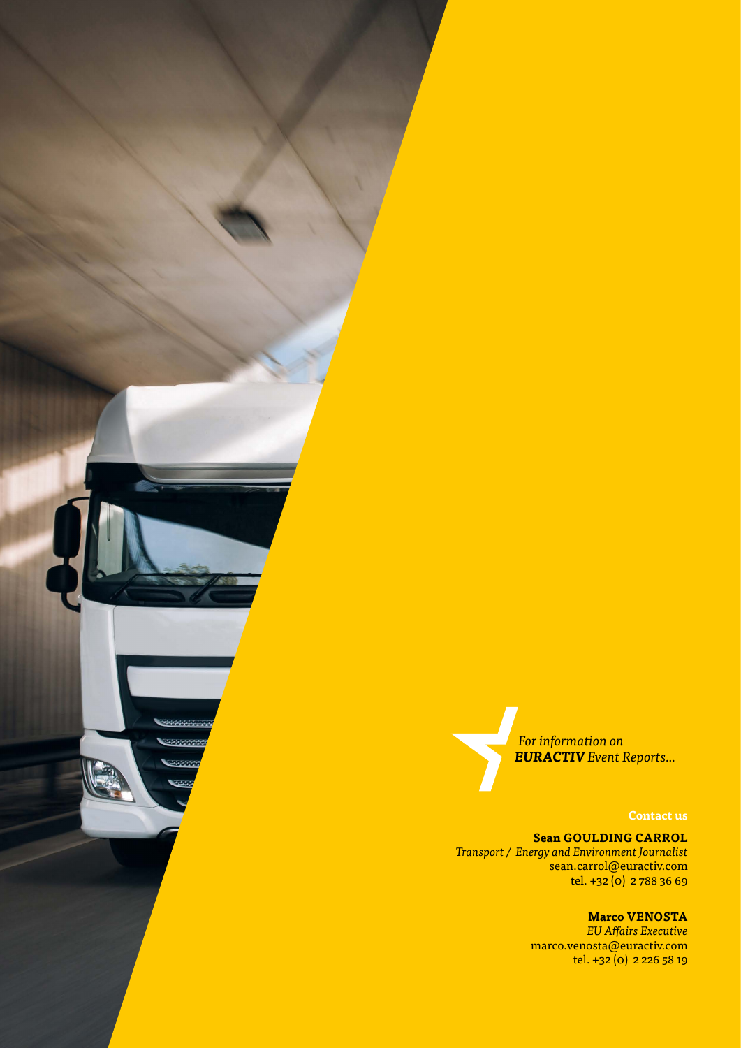*For information on*
***EURACTIV** Event Reports...*

**Contact us**

**Sean GOULDING CARROL**
*Transport / Energy and Environment Journalist*
sean.carrol@euractiv.com
tel. +32 (0) 2 788 36 69

**Marco VENOSTA**
*EU Affairs Executive*
marco.venosta@euractiv.com
tel. +32 (0) 2 226 58 19